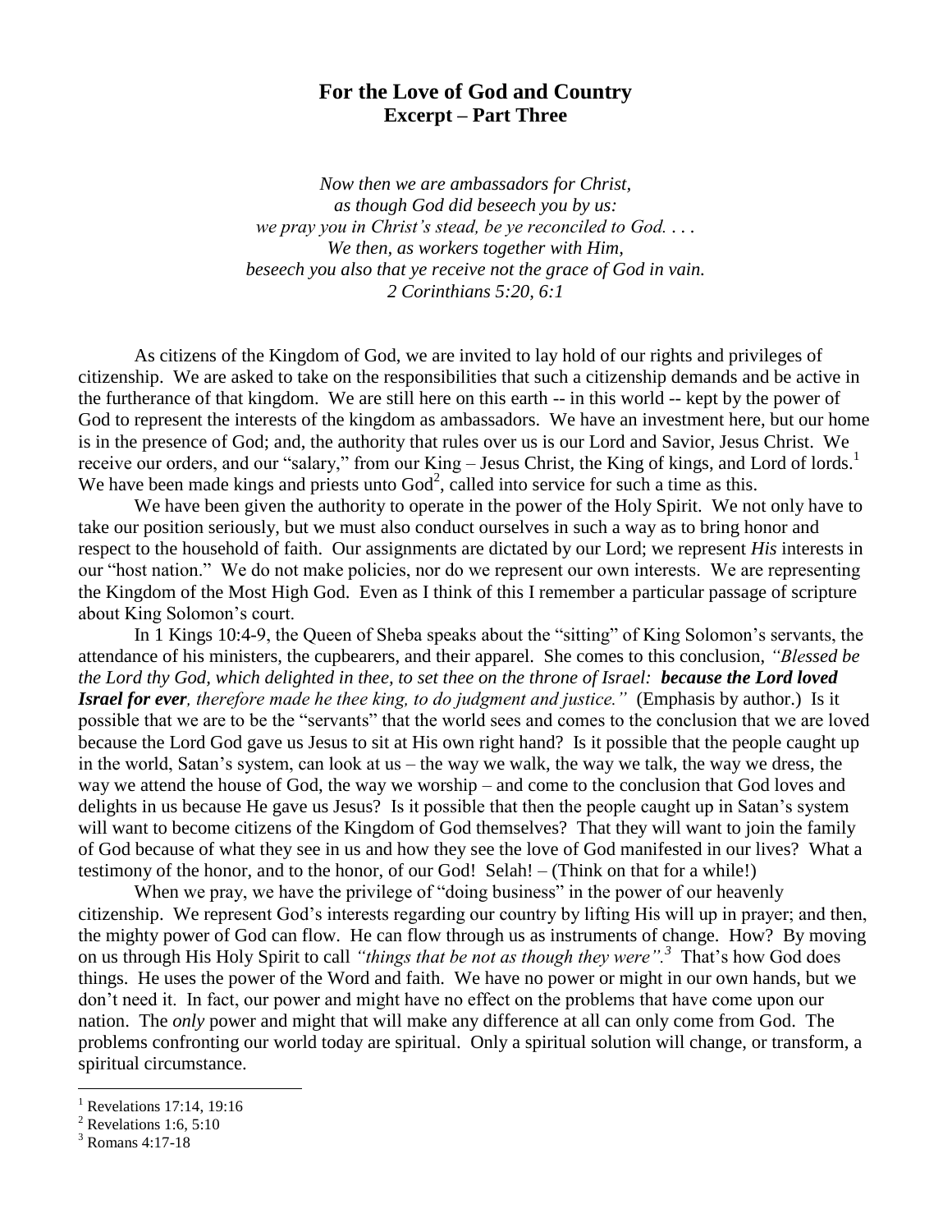# For the Love of God and Country
## Excerpt – Part Three

*Now then we are ambassadors for Christ,*
*as though God did beseech you by us:*
*we pray you in Christ's stead, be ye reconciled to God. . . .*
*We then, as workers together with Him,*
*beseech you also that ye receive not the grace of God in vain.*
*2 Corinthians 5:20, 6:1*

As citizens of the Kingdom of God, we are invited to lay hold of our rights and privileges of citizenship. We are asked to take on the responsibilities that such a citizenship demands and be active in the furtherance of that kingdom. We are still here on this earth -- in this world -- kept by the power of God to represent the interests of the kingdom as ambassadors. We have an investment here, but our home is in the presence of God; and, the authority that rules over us is our Lord and Savior, Jesus Christ. We receive our orders, and our "salary," from our King – Jesus Christ, the King of kings, and Lord of lords.[1] We have been made kings and priests unto God[2], called into service for such a time as this.

We have been given the authority to operate in the power of the Holy Spirit. We not only have to take our position seriously, but we must also conduct ourselves in such a way as to bring honor and respect to the household of faith. Our assignments are dictated by our Lord; we represent *His* interests in our "host nation." We do not make policies, nor do we represent our own interests. We are representing the Kingdom of the Most High God. Even as I think of this I remember a particular passage of scripture about King Solomon's court.

In 1 Kings 10:4-9, the Queen of Sheba speaks about the "sitting" of King Solomon's servants, the attendance of his ministers, the cupbearers, and their apparel. She comes to this conclusion, *"Blessed be the Lord thy God, which delighted in thee, to set thee on the throne of Israel:* ***because the Lord loved Israel for ever****, therefore made he thee king, to do judgment and justice."* (Emphasis by author.) Is it possible that we are to be the "servants" that the world sees and comes to the conclusion that we are loved because the Lord God gave us Jesus to sit at His own right hand? Is it possible that the people caught up in the world, Satan's system, can look at us – the way we walk, the way we talk, the way we dress, the way we attend the house of God, the way we worship – and come to the conclusion that God loves and delights in us because He gave us Jesus? Is it possible that then the people caught up in Satan's system will want to become citizens of the Kingdom of God themselves? That they will want to join the family of God because of what they see in us and how they see the love of God manifested in our lives? What a testimony of the honor, and to the honor, of our God! Selah! – (Think on that for a while!)

When we pray, we have the privilege of "doing business" in the power of our heavenly citizenship. We represent God's interests regarding our country by lifting His will up in prayer; and then, the mighty power of God can flow. He can flow through us as instruments of change. How? By moving on us through His Holy Spirit to call *"things that be not as though they were".*[3] That's how God does things. He uses the power of the Word and faith. We have no power or might in our own hands, but we don't need it. In fact, our power and might have no effect on the problems that have come upon our nation. The *only* power and might that will make any difference at all can only come from God. The problems confronting our world today are spiritual. Only a spiritual solution will change, or transform, a spiritual circumstance.

---

[1] Revelations 17:14, 19:16

[2] Revelations 1:6, 5:10

[3] Romans 4:17-18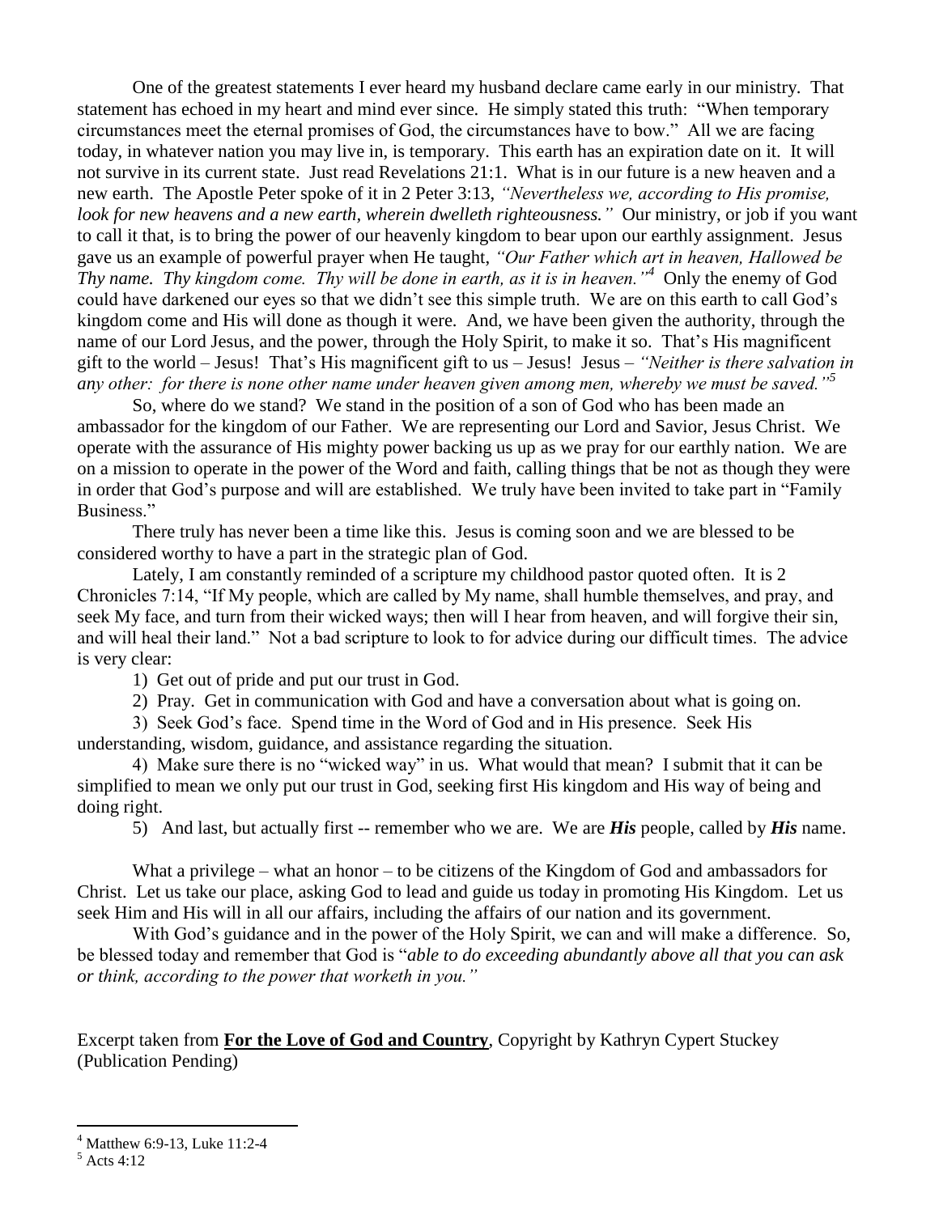One of the greatest statements I ever heard my husband declare came early in our ministry. That statement has echoed in my heart and mind ever since. He simply stated this truth: "When temporary circumstances meet the eternal promises of God, the circumstances have to bow." All we are facing today, in whatever nation you may live in, is temporary. This earth has an expiration date on it. It will not survive in its current state. Just read Revelations 21:1. What is in our future is a new heaven and a new earth. The Apostle Peter spoke of it in 2 Peter 3:13, *"Nevertheless we, according to His promise, look for new heavens and a new earth, wherein dwelleth righteousness."* Our ministry, or job if you want to call it that, is to bring the power of our heavenly kingdom to bear upon our earthly assignment. Jesus gave us an example of powerful prayer when He taught, *"Our Father which art in heaven, Hallowed be Thy name. Thy kingdom come. Thy will be done in earth, as it is in heaven."*[4] Only the enemy of God could have darkened our eyes so that we didn't see this simple truth. We are on this earth to call God's kingdom come and His will done as though it were. And, we have been given the authority, through the name of our Lord Jesus, and the power, through the Holy Spirit, to make it so. That's His magnificent gift to the world – Jesus! That's His magnificent gift to us – Jesus! Jesus – *"Neither is there salvation in any other: for there is none other name under heaven given among men, whereby we must be saved."*[5]

So, where do we stand? We stand in the position of a son of God who has been made an ambassador for the kingdom of our Father. We are representing our Lord and Savior, Jesus Christ. We operate with the assurance of His mighty power backing us up as we pray for our earthly nation. We are on a mission to operate in the power of the Word and faith, calling things that be not as though they were in order that God's purpose and will are established. We truly have been invited to take part in "Family Business."

There truly has never been a time like this. Jesus is coming soon and we are blessed to be considered worthy to have a part in the strategic plan of God.

Lately, I am constantly reminded of a scripture my childhood pastor quoted often. It is 2 Chronicles 7:14, "If My people, which are called by My name, shall humble themselves, and pray, and seek My face, and turn from their wicked ways; then will I hear from heaven, and will forgive their sin, and will heal their land." Not a bad scripture to look to for advice during our difficult times. The advice is very clear:

1) Get out of pride and put our trust in God.
2) Pray. Get in communication with God and have a conversation about what is going on.
3) Seek God's face. Spend time in the Word of God and in His presence. Seek His understanding, wisdom, guidance, and assistance regarding the situation.
4) Make sure there is no "wicked way" in us. What would that mean? I submit that it can be simplified to mean we only put our trust in God, seeking first His kingdom and His way of being and doing right.
5) And last, but actually first -- remember who we are. We are ***His*** people, called by ***His*** name.

What a privilege – what an honor – to be citizens of the Kingdom of God and ambassadors for Christ. Let us take our place, asking God to lead and guide us today in promoting His Kingdom. Let us seek Him and His will in all our affairs, including the affairs of our nation and its government.

With God's guidance and in the power of the Holy Spirit, we can and will make a difference. So, be blessed today and remember that God is "*able to do exceeding abundantly above all that you can ask or think, according to the power that worketh in you."*

Excerpt taken from **For the Love of God and Country**, Copyright by Kathryn Cypert Stuckey (Publication Pending)

[4] Matthew 6:9-13, Luke 11:2-4

[5] Acts 4:12